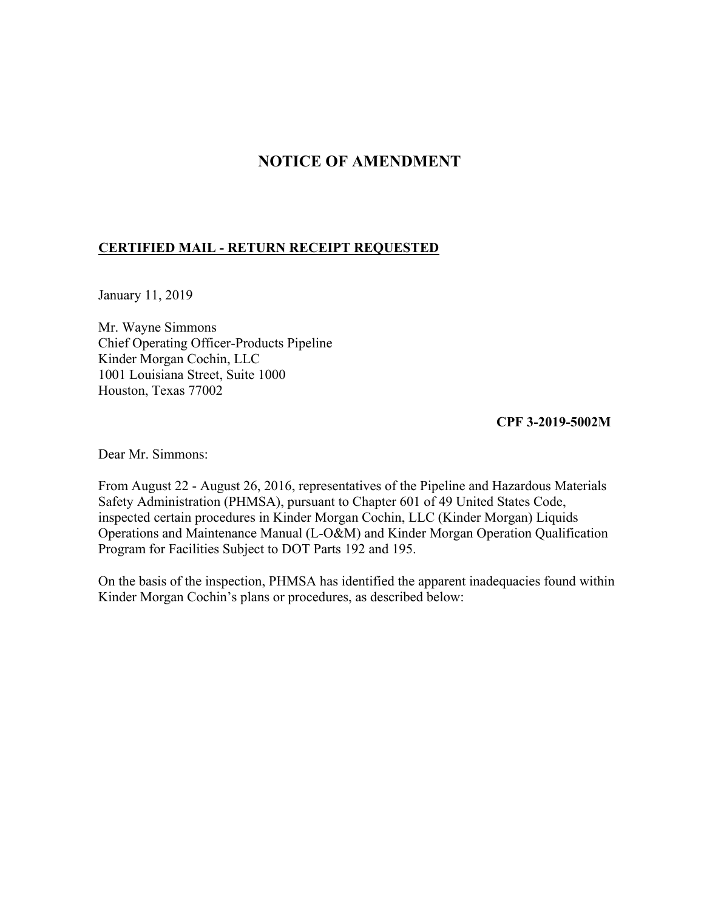# NOTICE OF AMENDMENT

**CERTIFIED MAIL - RETURN RECEIPT REQUESTED**

January 11, 2019

Mr. Wayne Simmons
Chief Operating Officer-Products Pipeline
Kinder Morgan Cochin, LLC
1001 Louisiana Street, Suite 1000
Houston, Texas 77002

**CPF 3-2019-5002M**

Dear Mr. Simmons:

From August 22 - August 26, 2016, representatives of the Pipeline and Hazardous Materials Safety Administration (PHMSA), pursuant to Chapter 601 of 49 United States Code, inspected certain procedures in Kinder Morgan Cochin, LLC (Kinder Morgan) Liquids Operations and Maintenance Manual (L-O&M) and Kinder Morgan Operation Qualification Program for Facilities Subject to DOT Parts 192 and 195.

On the basis of the inspection, PHMSA has identified the apparent inadequacies found within Kinder Morgan Cochin's plans or procedures, as described below: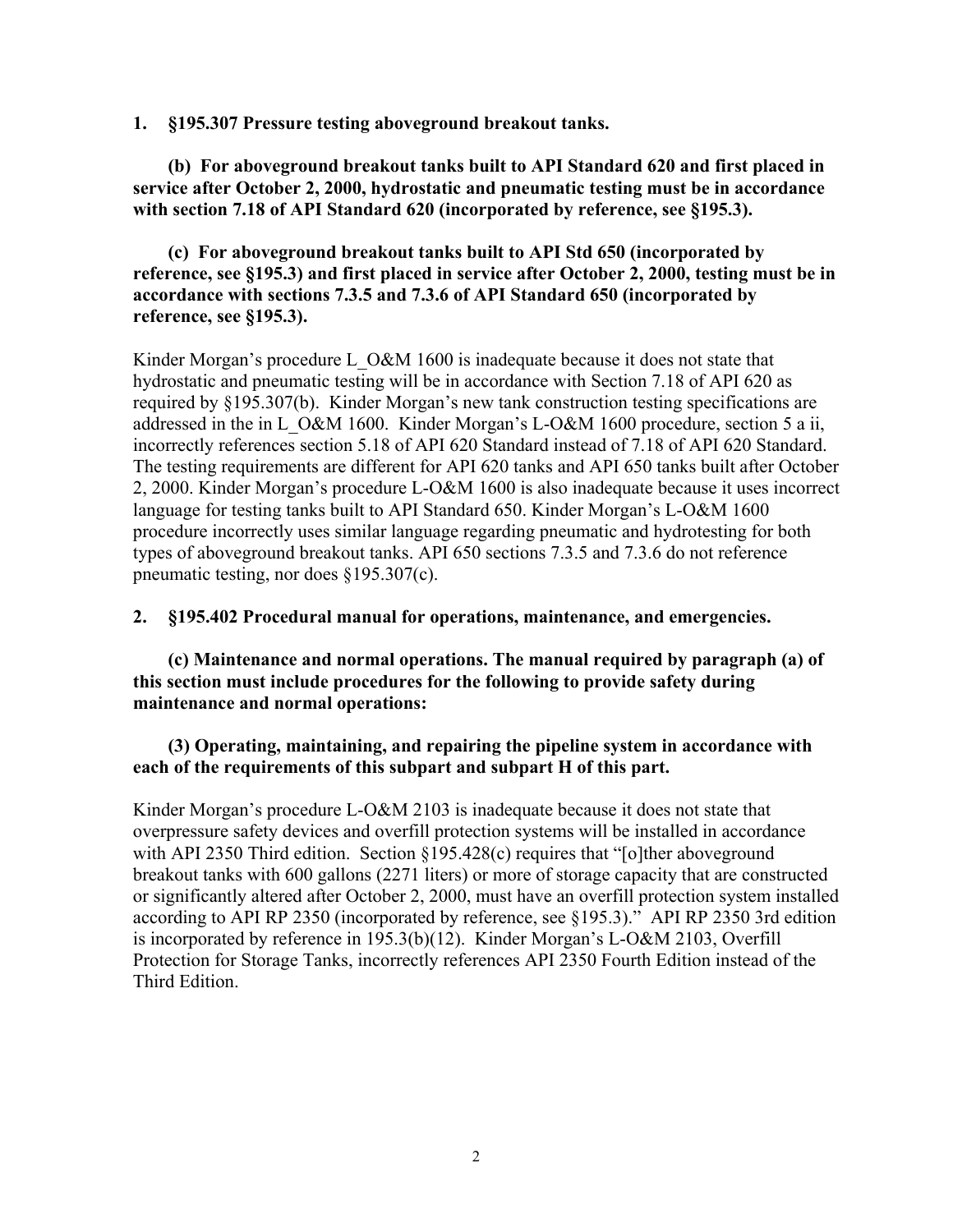**1. §195.307 Pressure testing aboveground breakout tanks.**

**(b) For aboveground breakout tanks built to API Standard 620 and first placed in service after October 2, 2000, hydrostatic and pneumatic testing must be in accordance with section 7.18 of API Standard 620 (incorporated by reference, see §195.3).**

**(c) For aboveground breakout tanks built to API Std 650 (incorporated by reference, see §195.3) and first placed in service after October 2, 2000, testing must be in accordance with sections 7.3.5 and 7.3.6 of API Standard 650 (incorporated by reference, see §195.3).**

Kinder Morgan's procedure L_O&M 1600 is inadequate because it does not state that hydrostatic and pneumatic testing will be in accordance with Section 7.18 of API 620 as required by §195.307(b). Kinder Morgan's new tank construction testing specifications are addressed in the in L_O&M 1600. Kinder Morgan's L-O&M 1600 procedure, section 5 a ii, incorrectly references section 5.18 of API 620 Standard instead of 7.18 of API 620 Standard. The testing requirements are different for API 620 tanks and API 650 tanks built after October 2, 2000. Kinder Morgan's procedure L-O&M 1600 is also inadequate because it uses incorrect language for testing tanks built to API Standard 650. Kinder Morgan's L-O&M 1600 procedure incorrectly uses similar language regarding pneumatic and hydrotesting for both types of aboveground breakout tanks. API 650 sections 7.3.5 and 7.3.6 do not reference pneumatic testing, nor does §195.307(c).

**2. §195.402 Procedural manual for operations, maintenance, and emergencies.**

**(c) Maintenance and normal operations. The manual required by paragraph (a) of this section must include procedures for the following to provide safety during maintenance and normal operations:**

**(3) Operating, maintaining, and repairing the pipeline system in accordance with each of the requirements of this subpart and subpart H of this part.**

Kinder Morgan's procedure L-O&M 2103 is inadequate because it does not state that overpressure safety devices and overfill protection systems will be installed in accordance with API 2350 Third edition. Section §195.428(c) requires that "[o]ther aboveground breakout tanks with 600 gallons (2271 liters) or more of storage capacity that are constructed or significantly altered after October 2, 2000, must have an overfill protection system installed according to API RP 2350 (incorporated by reference, see §195.3)." API RP 2350 3rd edition is incorporated by reference in 195.3(b)(12). Kinder Morgan's L-O&M 2103, Overfill Protection for Storage Tanks, incorrectly references API 2350 Fourth Edition instead of the Third Edition.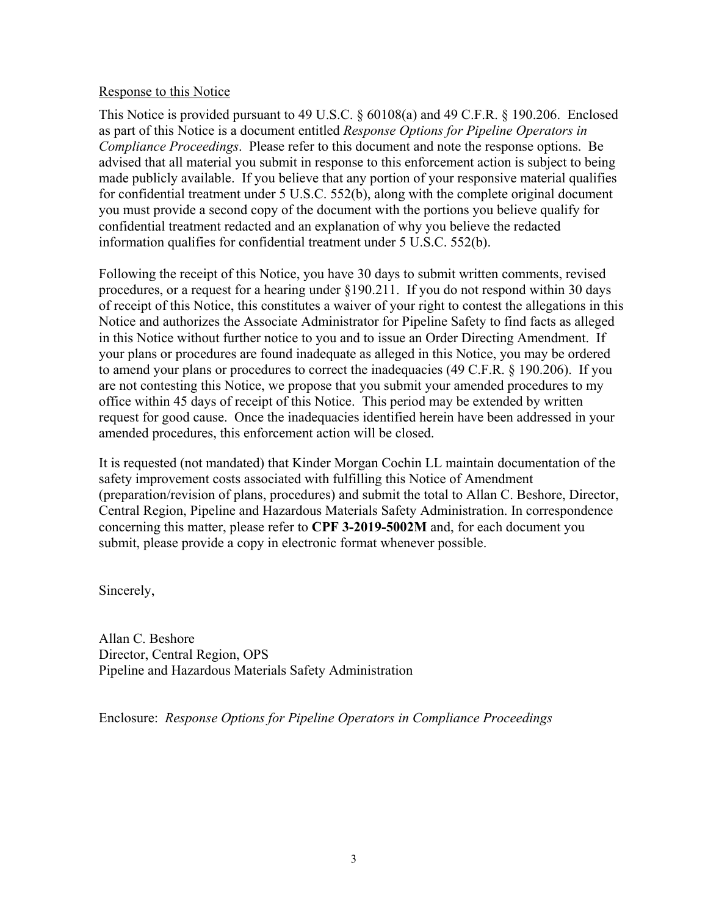Response to this Notice

This Notice is provided pursuant to 49 U.S.C. § 60108(a) and 49 C.F.R. § 190.206. Enclosed as part of this Notice is a document entitled *Response Options for Pipeline Operators in Compliance Proceedings*. Please refer to this document and note the response options. Be advised that all material you submit in response to this enforcement action is subject to being made publicly available. If you believe that any portion of your responsive material qualifies for confidential treatment under 5 U.S.C. 552(b), along with the complete original document you must provide a second copy of the document with the portions you believe qualify for confidential treatment redacted and an explanation of why you believe the redacted information qualifies for confidential treatment under 5 U.S.C. 552(b).

Following the receipt of this Notice, you have 30 days to submit written comments, revised procedures, or a request for a hearing under §190.211. If you do not respond within 30 days of receipt of this Notice, this constitutes a waiver of your right to contest the allegations in this Notice and authorizes the Associate Administrator for Pipeline Safety to find facts as alleged in this Notice without further notice to you and to issue an Order Directing Amendment. If your plans or procedures are found inadequate as alleged in this Notice, you may be ordered to amend your plans or procedures to correct the inadequacies (49 C.F.R. § 190.206). If you are not contesting this Notice, we propose that you submit your amended procedures to my office within 45 days of receipt of this Notice. This period may be extended by written request for good cause. Once the inadequacies identified herein have been addressed in your amended procedures, this enforcement action will be closed.

It is requested (not mandated) that Kinder Morgan Cochin LL maintain documentation of the safety improvement costs associated with fulfilling this Notice of Amendment (preparation/revision of plans, procedures) and submit the total to Allan C. Beshore, Director, Central Region, Pipeline and Hazardous Materials Safety Administration. In correspondence concerning this matter, please refer to **CPF 3-2019-5002M** and, for each document you submit, please provide a copy in electronic format whenever possible.

Sincerely,

Allan C. Beshore
Director, Central Region, OPS
Pipeline and Hazardous Materials Safety Administration

Enclosure: *Response Options for Pipeline Operators in Compliance Proceedings*